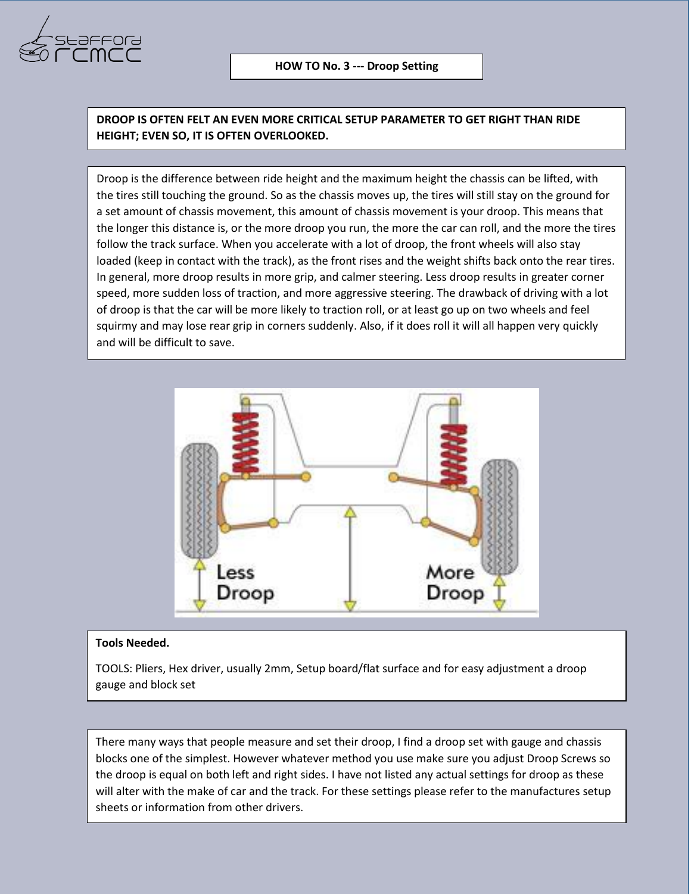# HOW TO No. 3 --- Droop Setting

**DROOP IS OFTEN FELT AN EVEN MORE CRITICAL SETUP PARAMETER TO GET RIGHT THAN RIDE HEIGHT; EVEN SO, IT IS OFTEN OVERLOOKED.**

Droop is the difference between ride height and the maximum height the chassis can be lifted, with the tires still touching the ground. So as the chassis moves up, the tires will still stay on the ground for a set amount of chassis movement, this amount of chassis movement is your droop. This means that the longer this distance is, or the more droop you run, the more the car can roll, and the more the tires follow the track surface. When you accelerate with a lot of droop, the front wheels will also stay loaded (keep in contact with the track), as the front rises and the weight shifts back onto the rear tires. In general, more droop results in more grip, and calmer steering. Less droop results in greater corner speed, more sudden loss of traction, and more aggressive steering. The drawback of driving with a lot of droop is that the car will be more likely to traction roll, or at least go up on two wheels and feel squirmy and may lose rear grip in corners suddenly. Also, if it does roll it will all happen very quickly and will be difficult to save.

Less Droop

More Droop

**Tools Needed.**

TOOLS: Pliers, Hex driver, usually 2mm, Setup board/flat surface and for easy adjustment a droop gauge and block set

There many ways that people measure and set their droop, I find a droop set with gauge and chassis blocks one of the simplest. However whatever method you use make sure you adjust Droop Screws so the droop is equal on both left and right sides. I have not listed any actual settings for droop as these will alter with the make of car and the track. For these settings please refer to the manufactures setup sheets or information from other drivers.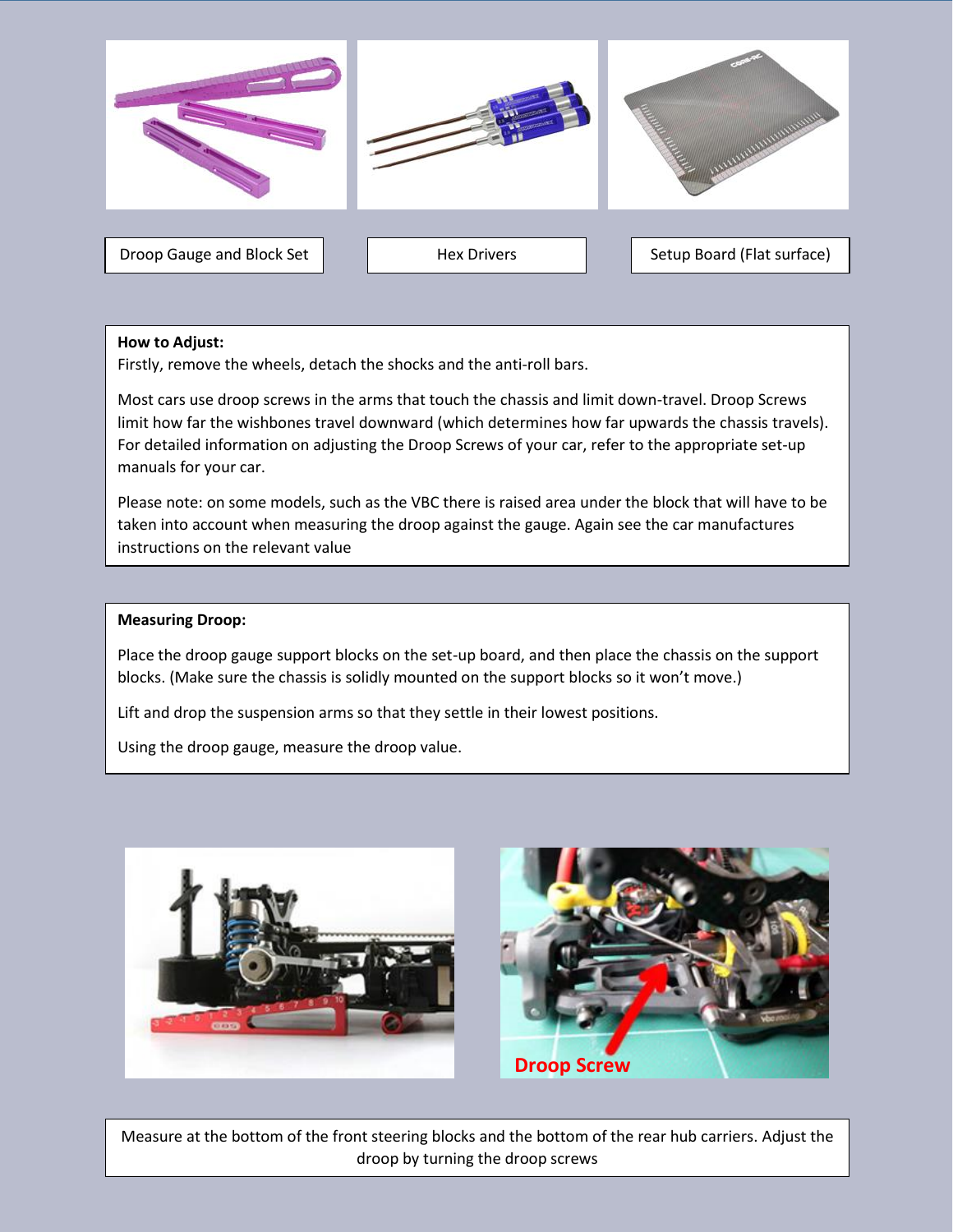Droop Gauge and Block Set

Hex Drivers

Setup Board (Flat surface)

**How to Adjust:**

Firstly, remove the wheels, detach the shocks and the anti-roll bars.

Most cars use droop screws in the arms that touch the chassis and limit down-travel. Droop Screws limit how far the wishbones travel downward (which determines how far upwards the chassis travels). For detailed information on adjusting the Droop Screws of your car, refer to the appropriate set-up manuals for your car.

Please note: on some models, such as the VBC there is raised area under the block that will have to be taken into account when measuring the droop against the gauge. Again see the car manufactures instructions on the relevant value

**Measuring Droop:**

Place the droop gauge support blocks on the set-up board, and then place the chassis on the support blocks. (Make sure the chassis is solidly mounted on the support blocks so it won't move.)

Lift and drop the suspension arms so that they settle in their lowest positions.

Using the droop gauge, measure the droop value.

Droop Screw

Measure at the bottom of the front steering blocks and the bottom of the rear hub carriers. Adjust the droop by turning the droop screws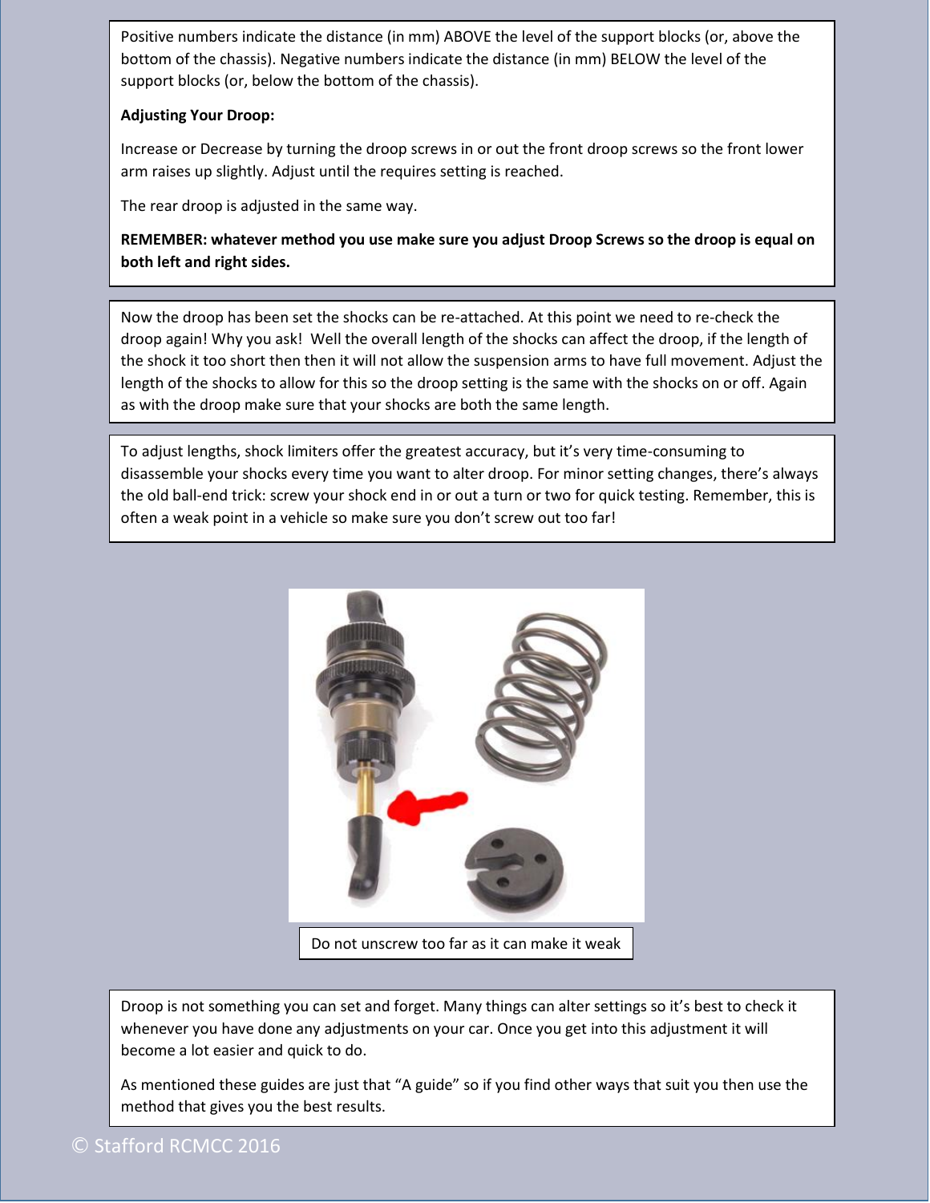Positive numbers indicate the distance (in mm) ABOVE the level of the support blocks (or, above the bottom of the chassis). Negative numbers indicate the distance (in mm) BELOW the level of the support blocks (or, below the bottom of the chassis).

**Adjusting Your Droop:**

Increase or Decrease by turning the droop screws in or out the front droop screws so the front lower arm raises up slightly. Adjust until the requires setting is reached.

The rear droop is adjusted in the same way.

**REMEMBER: whatever method you use make sure you adjust Droop Screws so the droop is equal on both left and right sides.**

Now the droop has been set the shocks can be re-attached. At this point we need to re-check the droop again! Why you ask! Well the overall length of the shocks can affect the droop, if the length of the shock it too short then then it will not allow the suspension arms to have full movement. Adjust the length of the shocks to allow for this so the droop setting is the same with the shocks on or off. Again as with the droop make sure that your shocks are both the same length.

To adjust lengths, shock limiters offer the greatest accuracy, but it's very time-consuming to disassemble your shocks every time you want to alter droop. For minor setting changes, there's always the old ball-end trick: screw your shock end in or out a turn or two for quick testing. Remember, this is often a weak point in a vehicle so make sure you don't screw out too far!

Do not unscrew too far as it can make it weak

Droop is not something you can set and forget. Many things can alter settings so it's best to check it whenever you have done any adjustments on your car. Once you get into this adjustment it will become a lot easier and quick to do.

As mentioned these guides are just that "A guide" so if you find other ways that suit you then use the method that gives you the best results.

© Stafford RCMCC 2016